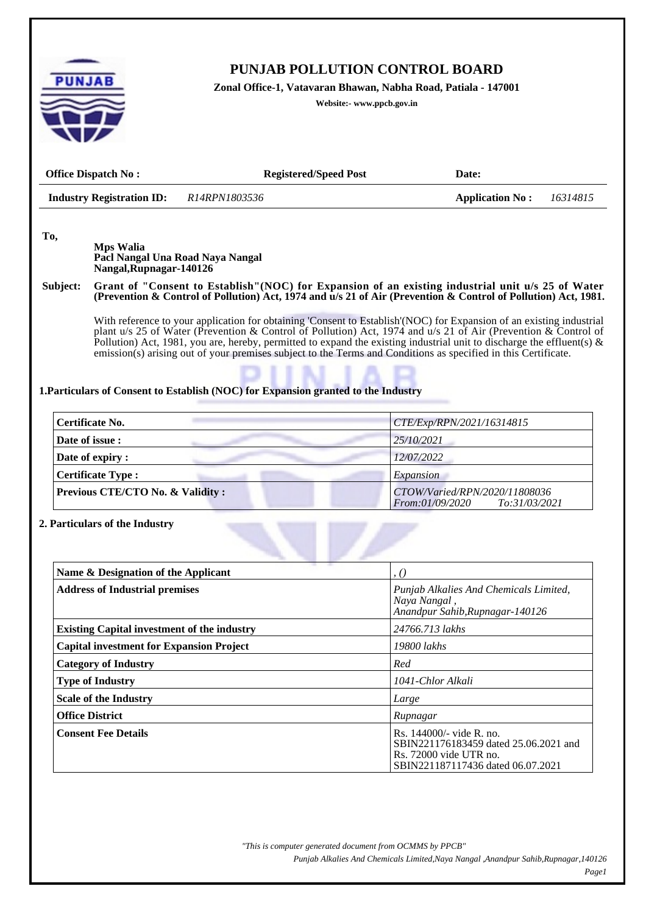# PUNJAB POLLUTION CONTROL BOARD

**Zonal Office-1, Vatavaran Bhawan, Nabha Road, Patiala - 147001**

**Website:- www.ppcb.gov.in**

| **Office Dispatch No :** | **Registered/Speed Post** | **Date:** |
|---|---|---|
| **Industry Registration ID:** *R14RPN1803536* | | **Application No :** *16314815* |

**To,**

**Mps Walia**
**Pacl Nangal Una Road Naya Nangal**
**Nangal,Rupnagar-140126**

**Subject: Grant of "Consent to Establish"(NOC) for Expansion of an existing industrial unit u/s 25 of Water (Prevention & Control of Pollution) Act, 1974 and u/s 21 of Air (Prevention & Control of Pollution) Act, 1981.**

With reference to your application for obtaining 'Consent to Establish'(NOC) for Expansion of an existing industrial plant u/s 25 of Water (Prevention & Control of Pollution) Act, 1974 and u/s 21 of Air (Prevention & Control of Pollution) Act, 1981, you are, hereby, permitted to expand the existing industrial unit to discharge the effluent(s) & emission(s) arising out of your premises subject to the Terms and Conditions as specified in this Certificate.

## 1.Particulars of Consent to Establish (NOC) for Expansion granted to the Industry

| | |
|---|---|
| **Certificate No.** | *CTE/Exp/RPN/2021/16314815* |
| **Date of issue :** | *25/10/2021* |
| **Date of expiry :** | *12/07/2022* |
| **Certificate Type :** | *Expansion* |
| **Previous CTE/CTO No. & Validity :** | *CTOW/Varied/RPN/2020/11808036* *From:01/09/2020 To:31/03/2021* |

## 2. Particulars of the Industry

| | |
|---|---|
| **Name & Designation of the Applicant** | *, ()* |
| **Address of Industrial premises** | *Punjab Alkalies And Chemicals Limited, Naya Nangal , Anandpur Sahib,Rupnagar-140126* |
| **Existing Capital investment of the industry** | *24766.713 lakhs* |
| **Capital investment for Expansion Project** | *19800 lakhs* |
| **Category of Industry** | *Red* |
| **Type of Industry** | *1041-Chlor Alkali* |
| **Scale of the Industry** | *Large* |
| **Office District** | *Rupnagar* |
| **Consent Fee Details** | Rs. 144000/- vide R. no. SBIN221176183459 dated 25.06.2021 and Rs. 72000 vide UTR no. SBIN221187117436 dated 06.07.2021 |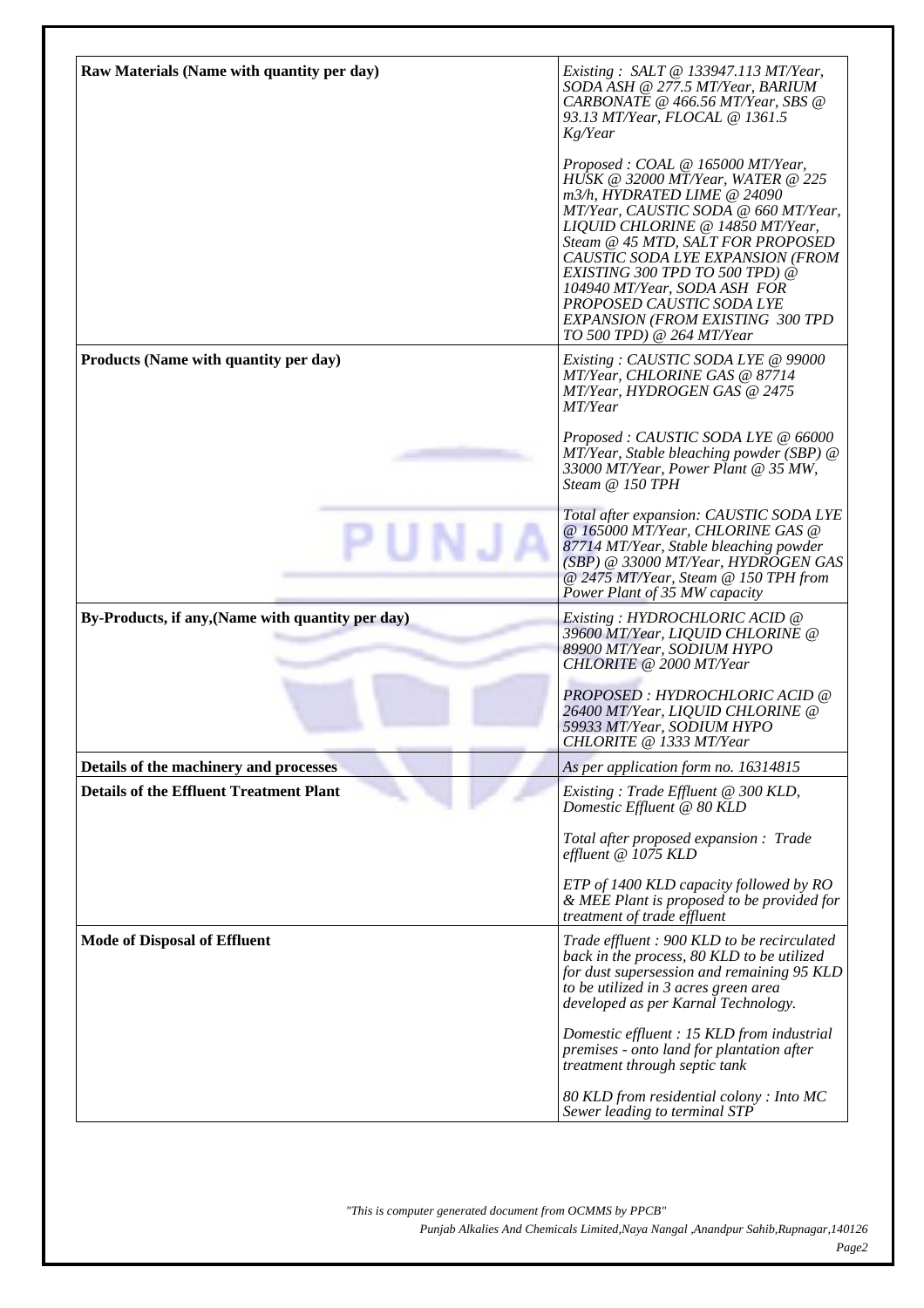| Raw Materials (Name with quantity per day) | Existing : SALT @ 133947.113 MT/Year, SODA ASH @ 277.5 MT/Year, BARIUM CARBONATE @ 466.56 MT/Year, SBS @ 93.13 MT/Year, FLOCAL @ 1361.5 Kg/Year<br><br>Proposed : COAL @ 165000 MT/Year, HUSK @ 32000 MT/Year, WATER @ 225 m3/h, HYDRATED LIME @ 24090 MT/Year, CAUSTIC SODA @ 660 MT/Year, LIQUID CHLORINE @ 14850 MT/Year, Steam @ 45 MTD, SALT FOR PROPOSED CAUSTIC SODA LYE EXPANSION (FROM EXISTING 300 TPD TO 500 TPD) @ 104940 MT/Year, SODA ASH FOR PROPOSED CAUSTIC SODA LYE EXPANSION (FROM EXISTING 300 TPD TO 500 TPD) @ 264 MT/Year |
|---|---|
| **Products (Name with quantity per day)** | Existing : CAUSTIC SODA LYE @ 99000 MT/Year, CHLORINE GAS @ 87714 MT/Year, HYDROGEN GAS @ 2475 MT/Year<br><br>Proposed : CAUSTIC SODA LYE @ 66000 MT/Year, Stable bleaching powder (SBP) @ 33000 MT/Year, Power Plant @ 35 MW, Steam @ 150 TPH<br><br>Total after expansion: CAUSTIC SODA LYE @ 165000 MT/Year, CHLORINE GAS @ 87714 MT/Year, Stable bleaching powder (SBP) @ 33000 MT/Year, HYDROGEN GAS @ 2475 MT/Year, Steam @ 150 TPH from Power Plant of 35 MW capacity |
| **By-Products, if any,(Name with quantity per day)** | Existing : HYDROCHLORIC ACID @ 39600 MT/Year, LIQUID CHLORINE @ 89900 MT/Year, SODIUM HYPO CHLORITE @ 2000 MT/Year<br><br>PROPOSED : HYDROCHLORIC ACID @ 26400 MT/Year, LIQUID CHLORINE @ 59933 MT/Year, SODIUM HYPO CHLORITE @ 1333 MT/Year |
| **Details of the machinery and processes** | As per application form no. 16314815 |
| **Details of the Effluent Treatment Plant** | Existing : Trade Effluent @ 300 KLD, Domestic Effluent @ 80 KLD<br><br>Total after proposed expansion : Trade effluent @ 1075 KLD<br><br>ETP of 1400 KLD capacity followed by RO & MEE Plant is proposed to be provided for treatment of trade effluent |
| **Mode of Disposal of Effluent** | Trade effluent : 900 KLD to be recirculated back in the process, 80 KLD to be utilized for dust supersession and remaining 95 KLD to be utilized in 3 acres green area developed as per Karnal Technology.<br><br>Domestic effluent : 15 KLD from industrial premises - onto land for plantation after treatment through septic tank<br><br>80 KLD from residential colony : Into MC Sewer leading to terminal STP |

"This is computer generated document from OCMMS by PPCB"

Punjab Alkalies And Chemicals Limited,Naya Nangal ,Anandpur Sahib,Rupnagar,140126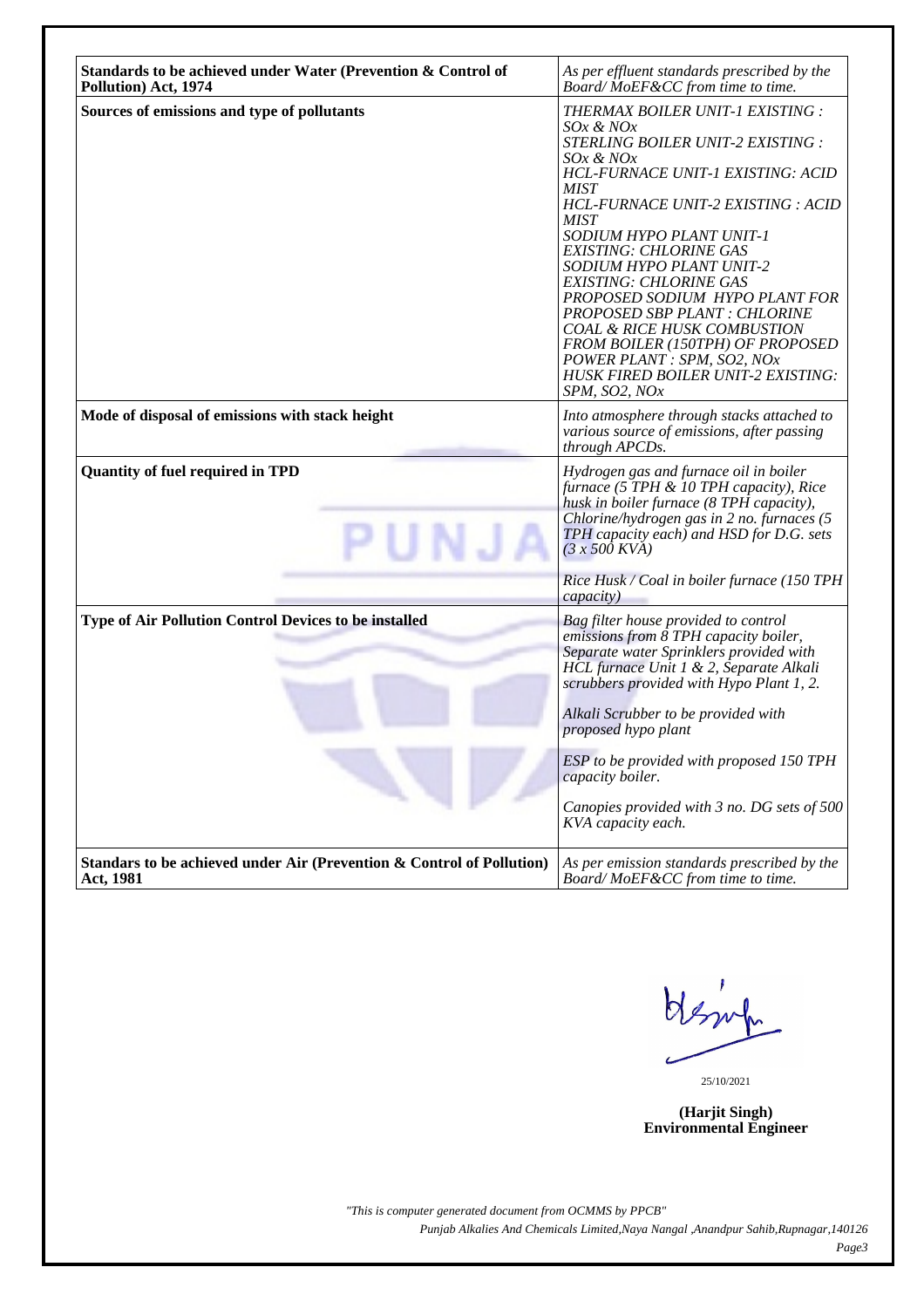| | |
|---|---|
| **Standards to be achieved under Water (Prevention & Control of Pollution) Act, 1974** | *As per effluent standards prescribed by the Board/ MoEF&CC from time to time.* |
| **Sources of emissions and type of pollutants** | *THERMAX BOILER UNIT-1 EXISTING : SOx & NOx<br>STERLING BOILER UNIT-2 EXISTING : SOx & NOx<br>HCL-FURNACE UNIT-1 EXISTING: ACID MIST<br>HCL-FURNACE UNIT-2 EXISTING : ACID MIST<br>SODIUM HYPO PLANT UNIT-1 EXISTING: CHLORINE GAS<br>SODIUM HYPO PLANT UNIT-2 EXISTING: CHLORINE GAS<br>PROPOSED SODIUM HYPO PLANT FOR PROPOSED SBP PLANT : CHLORINE<br>COAL & RICE HUSK COMBUSTION FROM BOILER (150TPH) OF PROPOSED POWER PLANT : SPM, SO2, NOx<br>HUSK FIRED BOILER UNIT-2 EXISTING: SPM, SO2, NOx* |
| **Mode of disposal of emissions with stack height** | *Into atmosphere through stacks attached to various source of emissions, after passing through APCDs.* |
| **Quantity of fuel required in TPD** | *Hydrogen gas and furnace oil in boiler furnace (5 TPH & 10 TPH capacity), Rice husk in boiler furnace (8 TPH capacity), Chlorine/hydrogen gas in 2 no. furnaces (5 TPH capacity each) and HSD for D.G. sets (3 x 500 KVA)<br><br>Rice Husk / Coal in boiler furnace (150 TPH capacity)* |
| **Type of Air Pollution Control Devices to be installed** | *Bag filter house provided to control emissions from 8 TPH capacity boiler, Separate water Sprinklers provided with HCL furnace Unit 1 & 2, Separate Alkali scrubbers provided with Hypo Plant 1, 2.<br><br>Alkali Scrubber to be provided with proposed hypo plant<br><br>ESP to be provided with proposed 150 TPH capacity boiler.<br><br>Canopies provided with 3 no. DG sets of 500 KVA capacity each.* |
| **Standars to be achieved under Air (Prevention & Control of Pollution) Act, 1981** | *As per emission standards prescribed by the Board/ MoEF&CC from time to time.* |

25/10/2021

**(Harjit Singh)**
**Environmental Engineer**

*"This is computer generated document from OCMMS by PPCB"*

*Punjab Alkalies And Chemicals Limited,Naya Nangal ,Anandpur Sahib,Rupnagar,140126*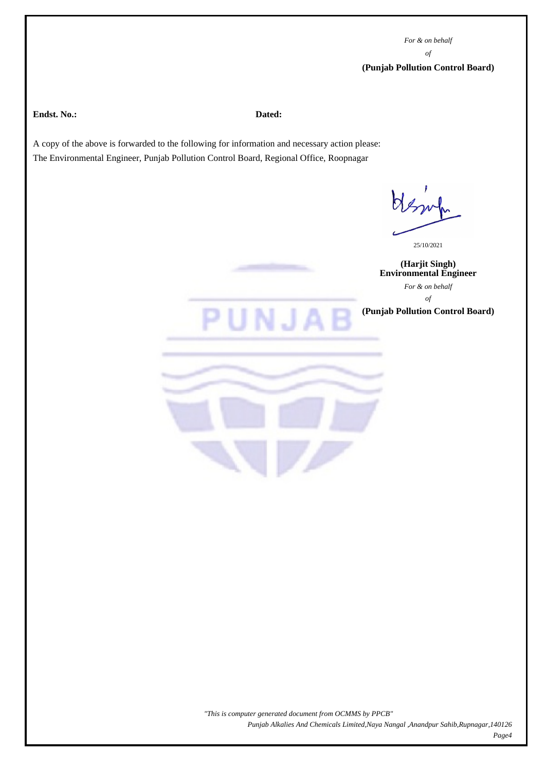*For & on behalf of*

**(Punjab Pollution Control Board)**

**Endst. No.:** **Dated:**

A copy of the above is forwarded to the following for information and necessary action please:
The Environmental Engineer, Punjab Pollution Control Board, Regional Office, Roopnagar

25/10/2021

**(Harjit Singh)**
**Environmental Engineer**

*For & on behalf of*

**(Punjab Pollution Control Board)**

*"This is computer generated document from OCMMS by PPCB"*

*Punjab Alkalies And Chemicals Limited,Naya Nangal ,Anandpur Sahib,Rupnagar,140126*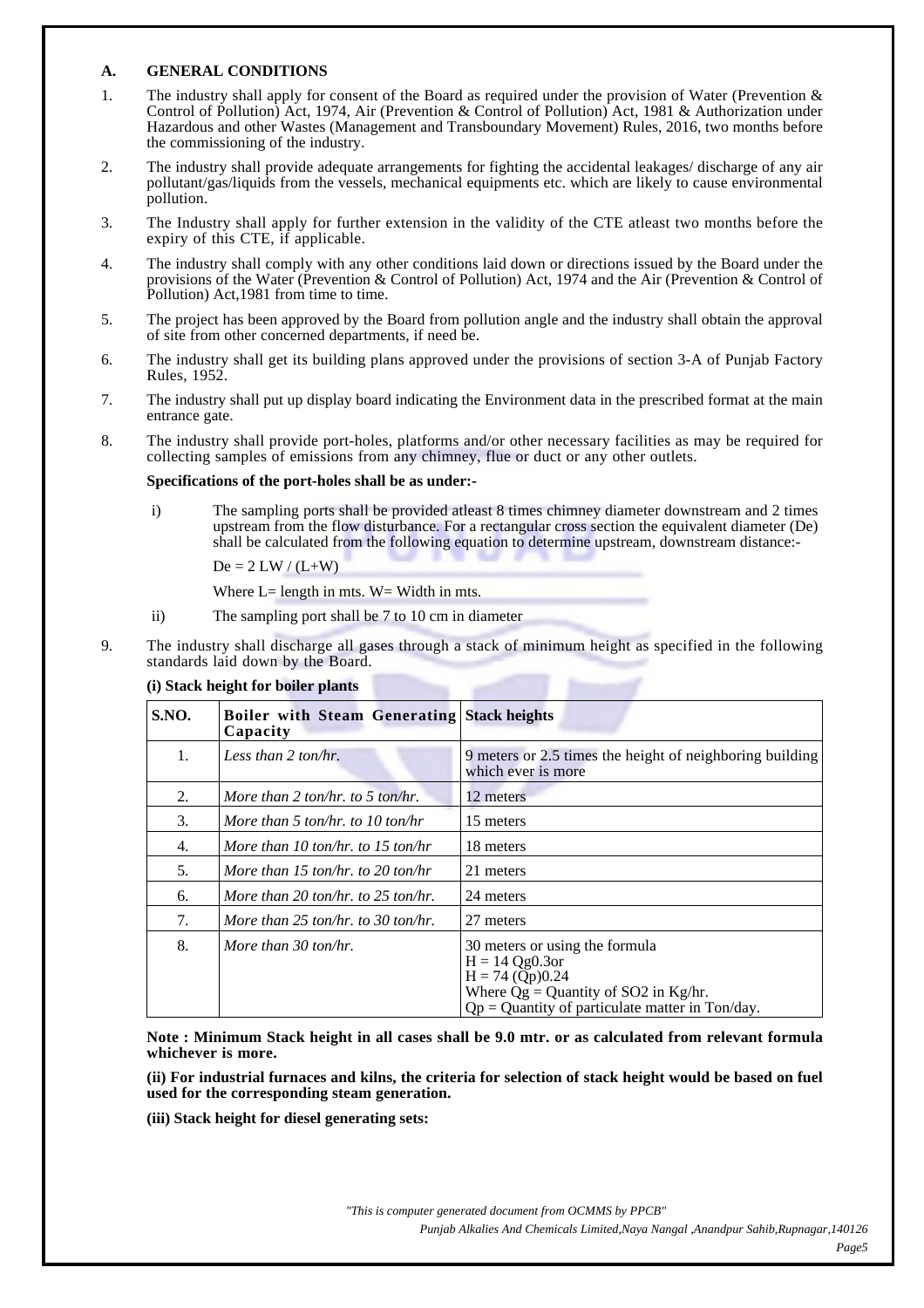## A. GENERAL CONDITIONS

1. The industry shall apply for consent of the Board as required under the provision of Water (Prevention & Control of Pollution) Act, 1974, Air (Prevention & Control of Pollution) Act, 1981 & Authorization under Hazardous and other Wastes (Management and Transboundary Movement) Rules, 2016, two months before the commissioning of the industry.

2. The industry shall provide adequate arrangements for fighting the accidental leakages/ discharge of any air pollutant/gas/liquids from the vessels, mechanical equipments etc. which are likely to cause environmental pollution.

3. The Industry shall apply for further extension in the validity of the CTE atleast two months before the expiry of this CTE, if applicable.

4. The industry shall comply with any other conditions laid down or directions issued by the Board under the provisions of the Water (Prevention & Control of Pollution) Act, 1974 and the Air (Prevention & Control of Pollution) Act,1981 from time to time.

5. The project has been approved by the Board from pollution angle and the industry shall obtain the approval of site from other concerned departments, if need be.

6. The industry shall get its building plans approved under the provisions of section 3-A of Punjab Factory Rules, 1952.

7. The industry shall put up display board indicating the Environment data in the prescribed format at the main entrance gate.

8. The industry shall provide port-holes, platforms and/or other necessary facilities as may be required for collecting samples of emissions from any chimney, flue or duct or any other outlets.

   **Specifications of the port-holes shall be as under:-**

   i) The sampling ports shall be provided atleast 8 times chimney diameter downstream and 2 times upstream from the flow disturbance. For a rectangular cross section the equivalent diameter (De) shall be calculated from the following equation to determine upstream, downstream distance:-

      $De = 2 LW / (L+W)$

      Where L= length in mts. W= Width in mts.

   ii) The sampling port shall be 7 to 10 cm in diameter

9. The industry shall discharge all gases through a stack of minimum height as specified in the following standards laid down by the Board.

   **(i) Stack height for boiler plants**

| S.NO. | Boiler with Steam Generating Capacity | Stack heights |
|---|---|---|
| 1. | *Less than 2 ton/hr.* | 9 meters or 2.5 times the height of neighboring building which ever is more |
| 2. | *More than 2 ton/hr. to 5 ton/hr.* | 12 meters |
| 3. | *More than 5 ton/hr. to 10 ton/hr* | 15 meters |
| 4. | *More than 10 ton/hr. to 15 ton/hr* | 18 meters |
| 5. | *More than 15 ton/hr. to 20 ton/hr* | 21 meters |
| 6. | *More than 20 ton/hr. to 25 ton/hr.* | 24 meters |
| 7. | *More than 25 ton/hr. to 30 ton/hr.* | 27 meters |
| 8. | *More than 30 ton/hr.* | 30 meters or using the formula $H = 14 Qg^{0.3}$ or $H = 74 (Qp)^{0.24}$ Where Qg = Quantity of $SO_2$ in Kg/hr. Qp = Quantity of particulate matter in Ton/day. |

**Note : Minimum Stack height in all cases shall be 9.0 mtr. or as calculated from relevant formula whichever is more.**

**(ii) For industrial furnaces and kilns, the criteria for selection of stack height would be based on fuel used for the corresponding steam generation.**

**(iii) Stack height for diesel generating sets:**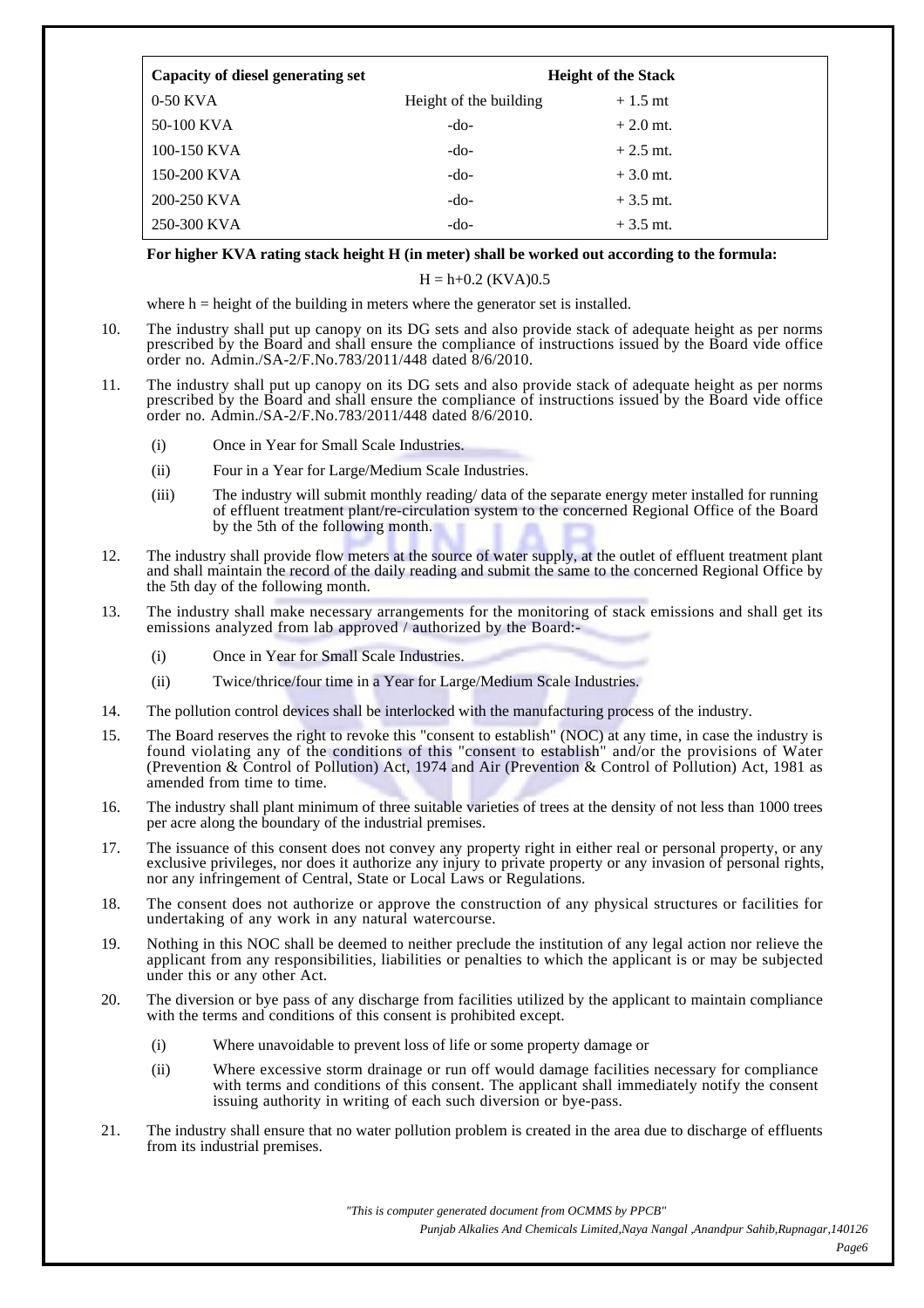| Capacity of diesel generating set | Height of the Stack | |
|---|---|---|
| 0-50 KVA | Height of the building | + 1.5 mt |
| 50-100 KVA | -do- | + 2.0 mt. |
| 100-150 KVA | -do- | + 2.5 mt. |
| 150-200 KVA | -do- | + 3.0 mt. |
| 200-250 KVA | -do- | + 3.5 mt. |
| 250-300 KVA | -do- | + 3.5 mt. |

**For higher KVA rating stack height H (in meter) shall be worked out according to the formula:**

$$H = h+0.2\ (KVA)0.5$$

where h = height of the building in meters where the generator set is installed.

10. The industry shall put up canopy on its DG sets and also provide stack of adequate height as per norms prescribed by the Board and shall ensure the compliance of instructions issued by the Board vide office order no. Admin./SA-2/F.No.783/2011/448 dated 8/6/2010.

11. The industry shall put up canopy on its DG sets and also provide stack of adequate height as per norms prescribed by the Board and shall ensure the compliance of instructions issued by the Board vide office order no. Admin./SA-2/F.No.783/2011/448 dated 8/6/2010.
    - (i) Once in Year for Small Scale Industries.
    - (ii) Four in a Year for Large/Medium Scale Industries.
    - (iii) The industry will submit monthly reading/ data of the separate energy meter installed for running of effluent treatment plant/re-circulation system to the concerned Regional Office of the Board by the 5th of the following month.

12. The industry shall provide flow meters at the source of water supply, at the outlet of effluent treatment plant and shall maintain the record of the daily reading and submit the same to the concerned Regional Office by the 5th day of the following month.

13. The industry shall make necessary arrangements for the monitoring of stack emissions and shall get its emissions analyzed from lab approved / authorized by the Board:-
    - (i) Once in Year for Small Scale Industries.
    - (ii) Twice/thrice/four time in a Year for Large/Medium Scale Industries.

14. The pollution control devices shall be interlocked with the manufacturing process of the industry.

15. The Board reserves the right to revoke this "consent to establish" (NOC) at any time, in case the industry is found violating any of the conditions of this "consent to establish" and/or the provisions of Water (Prevention & Control of Pollution) Act, 1974 and Air (Prevention & Control of Pollution) Act, 1981 as amended from time to time.

16. The industry shall plant minimum of three suitable varieties of trees at the density of not less than 1000 trees per acre along the boundary of the industrial premises.

17. The issuance of this consent does not convey any property right in either real or personal property, or any exclusive privileges, nor does it authorize any injury to private property or any invasion of personal rights, nor any infringement of Central, State or Local Laws or Regulations.

18. The consent does not authorize or approve the construction of any physical structures or facilities for undertaking of any work in any natural watercourse.

19. Nothing in this NOC shall be deemed to neither preclude the institution of any legal action nor relieve the applicant from any responsibilities, liabilities or penalties to which the applicant is or may be subjected under this or any other Act.

20. The diversion or bye pass of any discharge from facilities utilized by the applicant to maintain compliance with the terms and conditions of this consent is prohibited except.
    - (i) Where unavoidable to prevent loss of life or some property damage or
    - (ii) Where excessive storm drainage or run off would damage facilities necessary for compliance with terms and conditions of this consent. The applicant shall immediately notify the consent issuing authority in writing of each such diversion or bye-pass.

21. The industry shall ensure that no water pollution problem is created in the area due to discharge of effluents from its industrial premises.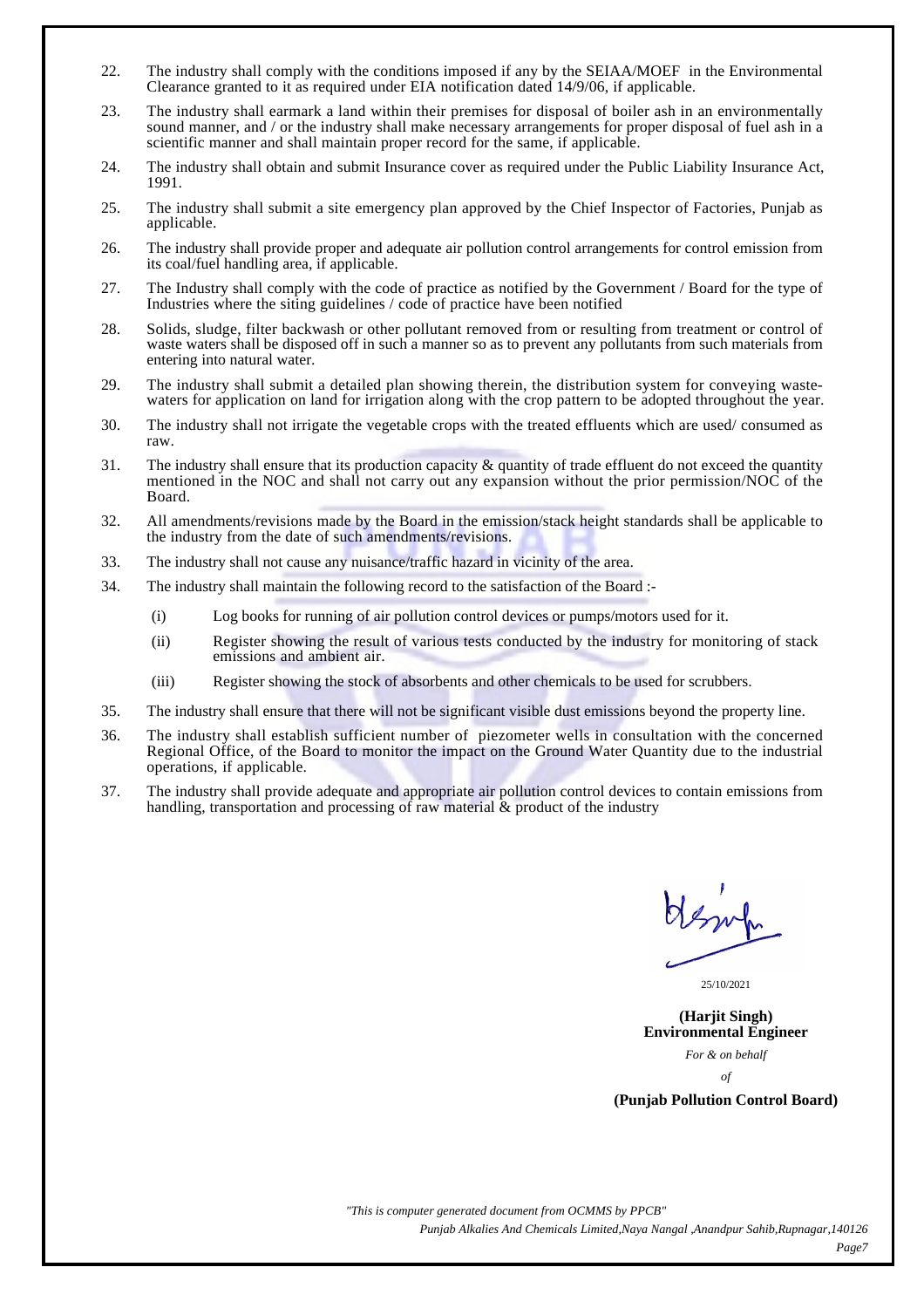22. The industry shall comply with the conditions imposed if any by the SEIAA/MOEF in the Environmental Clearance granted to it as required under EIA notification dated 14/9/06, if applicable.

23. The industry shall earmark a land within their premises for disposal of boiler ash in an environmentally sound manner, and / or the industry shall make necessary arrangements for proper disposal of fuel ash in a scientific manner and shall maintain proper record for the same, if applicable.

24. The industry shall obtain and submit Insurance cover as required under the Public Liability Insurance Act, 1991.

25. The industry shall submit a site emergency plan approved by the Chief Inspector of Factories, Punjab as applicable.

26. The industry shall provide proper and adequate air pollution control arrangements for control emission from its coal/fuel handling area, if applicable.

27. The Industry shall comply with the code of practice as notified by the Government / Board for the type of Industries where the siting guidelines / code of practice have been notified

28. Solids, sludge, filter backwash or other pollutant removed from or resulting from treatment or control of waste waters shall be disposed off in such a manner so as to prevent any pollutants from such materials from entering into natural water.

29. The industry shall submit a detailed plan showing therein, the distribution system for conveying waste-waters for application on land for irrigation along with the crop pattern to be adopted throughout the year.

30. The industry shall not irrigate the vegetable crops with the treated effluents which are used/ consumed as raw.

31. The industry shall ensure that its production capacity & quantity of trade effluent do not exceed the quantity mentioned in the NOC and shall not carry out any expansion without the prior permission/NOC of the Board.

32. All amendments/revisions made by the Board in the emission/stack height standards shall be applicable to the industry from the date of such amendments/revisions.

33. The industry shall not cause any nuisance/traffic hazard in vicinity of the area.

34. The industry shall maintain the following record to the satisfaction of the Board :-

    (i) Log books for running of air pollution control devices or pumps/motors used for it.

    (ii) Register showing the result of various tests conducted by the industry for monitoring of stack emissions and ambient air.

    (iii) Register showing the stock of absorbents and other chemicals to be used for scrubbers.

35. The industry shall ensure that there will not be significant visible dust emissions beyond the property line.

36. The industry shall establish sufficient number of piezometer wells in consultation with the concerned Regional Office, of the Board to monitor the impact on the Ground Water Quantity due to the industrial operations, if applicable.

37. The industry shall provide adequate and appropriate air pollution control devices to contain emissions from handling, transportation and processing of raw material & product of the industry

25/10/2021

**(Harjit Singh)**
**Environmental Engineer**

*For & on behalf*

*of*

**(Punjab Pollution Control Board)**

*"This is computer generated document from OCMMS by PPCB"*

*Punjab Alkalies And Chemicals Limited,Naya Nangal ,Anandpur Sahib,Rupnagar,140126*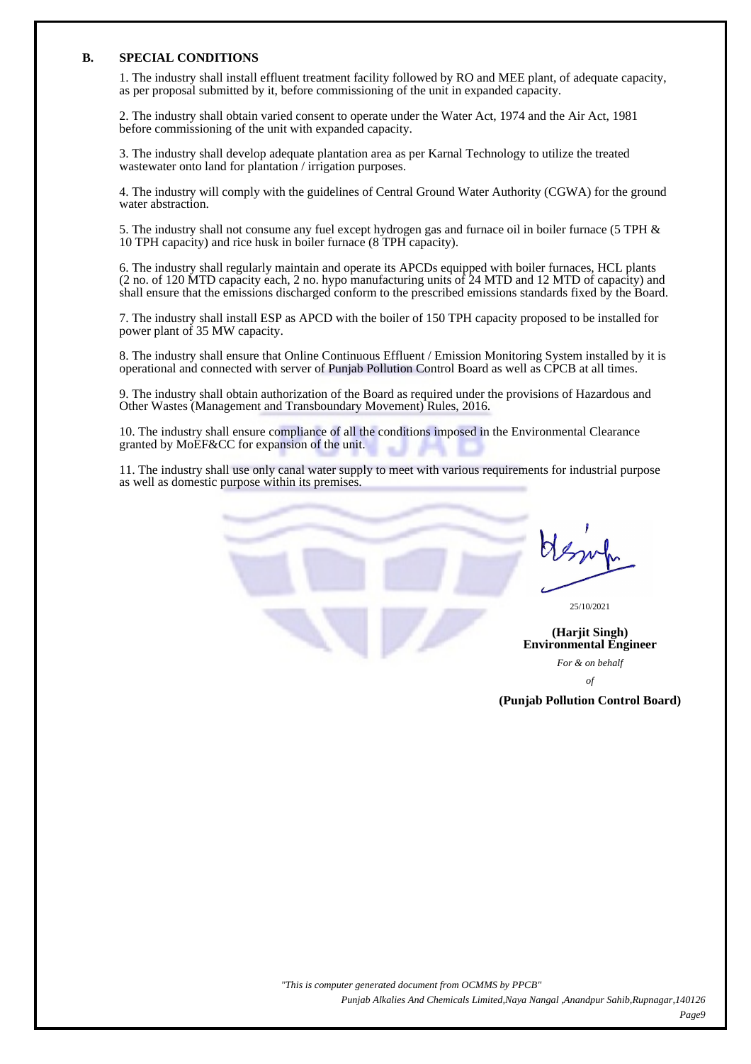## B. SPECIAL CONDITIONS

1. The industry shall install effluent treatment facility followed by RO and MEE plant, of adequate capacity, as per proposal submitted by it, before commissioning of the unit in expanded capacity.

2. The industry shall obtain varied consent to operate under the Water Act, 1974 and the Air Act, 1981 before commissioning of the unit with expanded capacity.

3. The industry shall develop adequate plantation area as per Karnal Technology to utilize the treated wastewater onto land for plantation / irrigation purposes.

4. The industry will comply with the guidelines of Central Ground Water Authority (CGWA) for the ground water abstraction.

5. The industry shall not consume any fuel except hydrogen gas and furnace oil in boiler furnace (5 TPH & 10 TPH capacity) and rice husk in boiler furnace (8 TPH capacity).

6. The industry shall regularly maintain and operate its APCDs equipped with boiler furnaces, HCL plants (2 no. of 120 MTD capacity each, 2 no. hypo manufacturing units of 24 MTD and 12 MTD of capacity) and shall ensure that the emissions discharged conform to the prescribed emissions standards fixed by the Board.

7. The industry shall install ESP as APCD with the boiler of 150 TPH capacity proposed to be installed for power plant of 35 MW capacity.

8. The industry shall ensure that Online Continuous Effluent / Emission Monitoring System installed by it is operational and connected with server of Punjab Pollution Control Board as well as CPCB at all times.

9. The industry shall obtain authorization of the Board as required under the provisions of Hazardous and Other Wastes (Management and Transboundary Movement) Rules, 2016.

10. The industry shall ensure compliance of all the conditions imposed in the Environmental Clearance granted by MoEF&CC for expansion of the unit.

11. The industry shall use only canal water supply to meet with various requirements for industrial purpose as well as domestic purpose within its premises.

25/10/2021

**(Harjit Singh)**
**Environmental Engineer**

*For & on behalf*

*of*

**(Punjab Pollution Control Board)**

*"This is computer generated document from OCMMS by PPCB"*

*Punjab Alkalies And Chemicals Limited,Naya Nangal ,Anandpur Sahib,Rupnagar,140126*